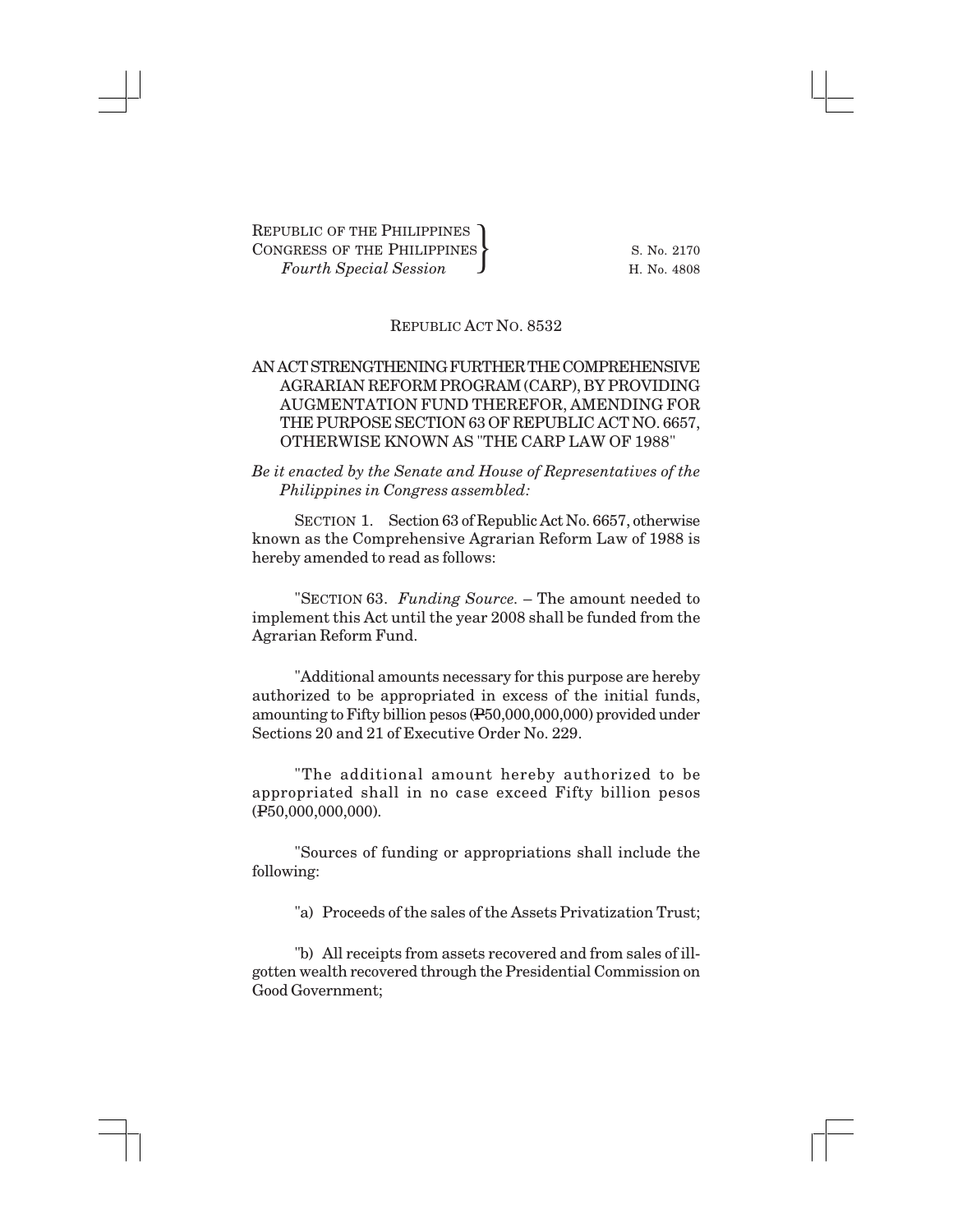REPUBLIC OF THE PHILIPPINES
CONGRESS OF THE PHILIPPINES
*Fourth Special Session*

S. No. 2170
H. No. 4808

# REPUBLIC ACT NO. 8532

## AN ACT STRENGTHENING FURTHER THE COMPREHENSIVE AGRARIAN REFORM PROGRAM (CARP), BY PROVIDING AUGMENTATION FUND THEREFOR, AMENDING FOR THE PURPOSE SECTION 63 OF REPUBLIC ACT NO. 6657, OTHERWISE KNOWN AS "THE CARP LAW OF 1988"

*Be it enacted by the Senate and House of Representatives of the Philippines in Congress assembled:*

SECTION 1. Section 63 of Republic Act No. 6657, otherwise known as the Comprehensive Agrarian Reform Law of 1988 is hereby amended to read as follows:

"SECTION 63. *Funding Source.* – The amount needed to implement this Act until the year 2008 shall be funded from the Agrarian Reform Fund.

"Additional amounts necessary for this purpose are hereby authorized to be appropriated in excess of the initial funds, amounting to Fifty billion pesos (₱50,000,000,000) provided under Sections 20 and 21 of Executive Order No. 229.

"The additional amount hereby authorized to be appropriated shall in no case exceed Fifty billion pesos (₱50,000,000,000).

"Sources of funding or appropriations shall include the following:

"a) Proceeds of the sales of the Assets Privatization Trust;

"b) All receipts from assets recovered and from sales of ill-gotten wealth recovered through the Presidential Commission on Good Government;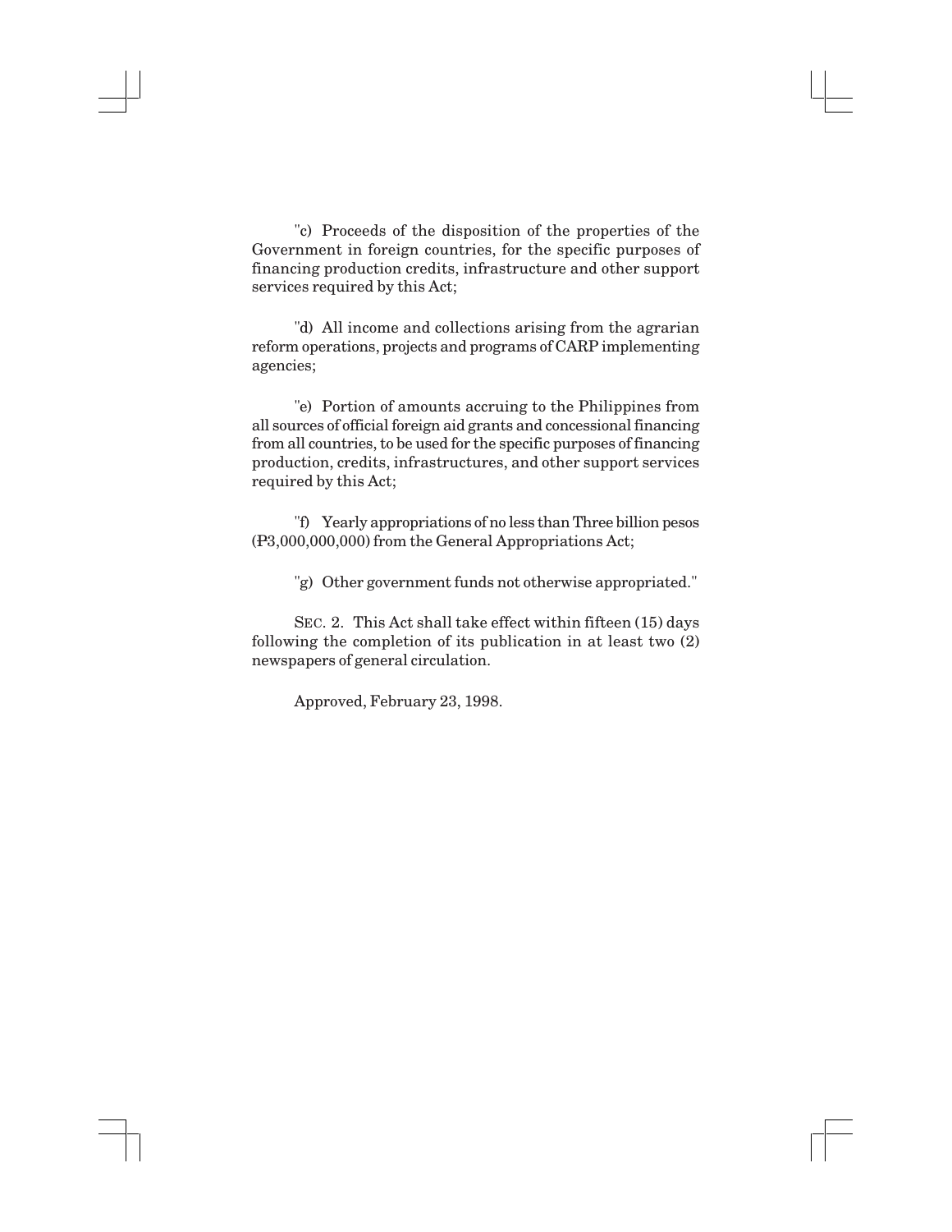"c) Proceeds of the disposition of the properties of the Government in foreign countries, for the specific purposes of financing production credits, infrastructure and other support services required by this Act;

"d) All income and collections arising from the agrarian reform operations, projects and programs of CARP implementing agencies;

"e) Portion of amounts accruing to the Philippines from all sources of official foreign aid grants and concessional financing from all countries, to be used for the specific purposes of financing production, credits, infrastructures, and other support services required by this Act;

"f) Yearly appropriations of no less than Three billion pesos (₱3,000,000,000) from the General Appropriations Act;

"g) Other government funds not otherwise appropriated."

SEC. 2. This Act shall take effect within fifteen (15) days following the completion of its publication in at least two (2) newspapers of general circulation.

Approved, February 23, 1998.